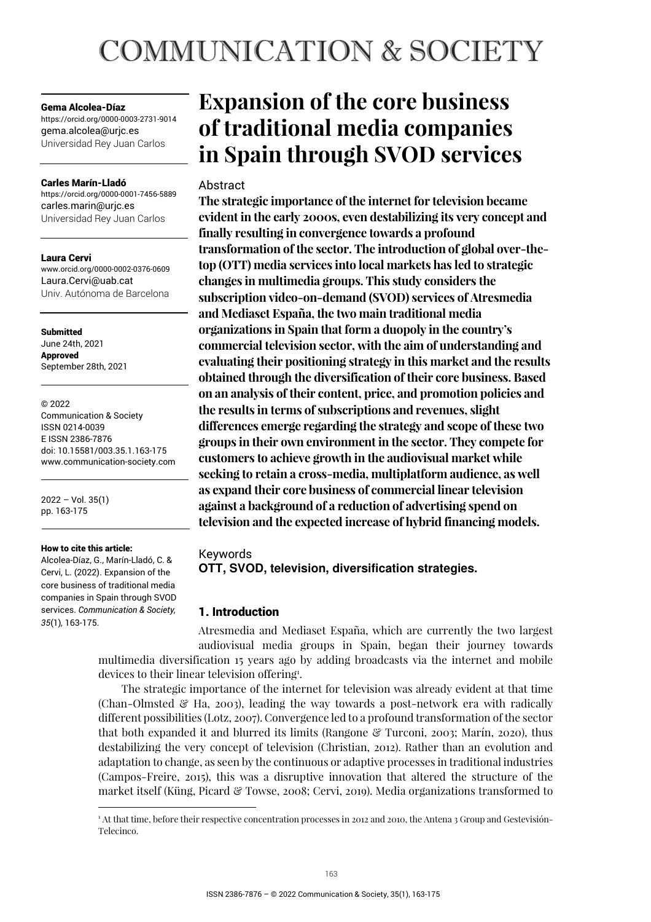# COMMUNICATION & SOCIETY

**Gema Alcolea-Díaz**
https://orcid.org/0000-0003-2731-9014
gema.alcolea@urjc.es
Universidad Rey Juan Carlos

**Carles Marín-Lladó**
https://orcid.org/0000-0001-7456-5889
carles.marin@urjc.es
Universidad Rey Juan Carlos

**Laura Cervi**
www.orcid.org/0000-0002-0376-0609
Laura.Cervi@uab.cat
Univ. Autónoma de Barcelona

**Submitted**
June 24th, 2021
**Approved**
September 28th, 2021

© 2022
Communication & Society
ISSN 0214-0039
E ISSN 2386-7876
doi: 10.15581/003.35.1.163-175
www.communication-society.com

2022 – Vol. 35(1)
pp. 163-175

**How to cite this article:**
Alcolea-Díaz, G., Marín-Lladó, C. & Cervi, L. (2022). Expansion of the core business of traditional media companies in Spain through SVOD services. *Communication & Society, 35*(1), 163-175.

# Expansion of the core business of traditional media companies in Spain through SVOD services

## Abstract

**The strategic importance of the internet for television became evident in the early 2000s, even destabilizing its very concept and finally resulting in convergence towards a profound transformation of the sector. The introduction of global over-the-top (OTT) media services into local markets has led to strategic changes in multimedia groups. This study considers the subscription video-on-demand (SVOD) services of Atresmedia and Mediaset España, the two main traditional media organizations in Spain that form a duopoly in the country's commercial television sector, with the aim of understanding and evaluating their positioning strategy in this market and the results obtained through the diversification of their core business. Based on an analysis of their content, price, and promotion policies and the results in terms of subscriptions and revenues, slight differences emerge regarding the strategy and scope of these two groups in their own environment in the sector. They compete for customers to achieve growth in the audiovisual market while seeking to retain a cross-media, multiplatform audience, as well as expand their core business of commercial linear television against a background of a reduction of advertising spend on television and the expected increase of hybrid financing models.**

## Keywords

**OTT, SVOD, television, diversification strategies.**

## 1. Introduction

Atresmedia and Mediaset España, which are currently the two largest audiovisual media groups in Spain, began their journey towards multimedia diversification 15 years ago by adding broadcasts via the internet and mobile devices to their linear television offering[1].

The strategic importance of the internet for television was already evident at that time (Chan-Olmsted & Ha, 2003), leading the way towards a post-network era with radically different possibilities (Lotz, 2007). Convergence led to a profound transformation of the sector that both expanded it and blurred its limits (Rangone & Turconi, 2003; Marín, 2020), thus destabilizing the very concept of television (Christian, 2012). Rather than an evolution and adaptation to change, as seen by the continuous or adaptive processes in traditional industries (Campos-Freire, 2015), this was a disruptive innovation that altered the structure of the market itself (Küng, Picard & Towse, 2008; Cervi, 2019). Media organizations transformed to

[1] At that time, before their respective concentration processes in 2012 and 2010, the Antena 3 Group and Gestevisión-Telecinco.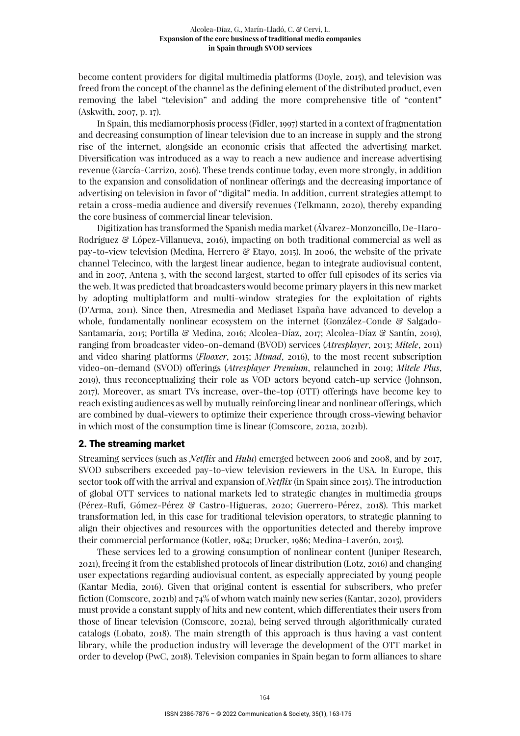become content providers for digital multimedia platforms (Doyle, 2015), and television was freed from the concept of the channel as the defining element of the distributed product, even removing the label "television" and adding the more comprehensive title of "content" (Askwith, 2007, p. 17).

In Spain, this mediamorphosis process (Fidler, 1997) started in a context of fragmentation and decreasing consumption of linear television due to an increase in supply and the strong rise of the internet, alongside an economic crisis that affected the advertising market. Diversification was introduced as a way to reach a new audience and increase advertising revenue (García-Carrizo, 2016). These trends continue today, even more strongly, in addition to the expansion and consolidation of nonlinear offerings and the decreasing importance of advertising on television in favor of "digital" media. In addition, current strategies attempt to retain a cross-media audience and diversify revenues (Telkmann, 2020), thereby expanding the core business of commercial linear television.

Digitization has transformed the Spanish media market (Álvarez-Monzoncillo, De-Haro-Rodríguez & López-Villanueva, 2016), impacting on both traditional commercial as well as pay-to-view television (Medina, Herrero & Etayo, 2015). In 2006, the website of the private channel Telecinco, with the largest linear audience, began to integrate audiovisual content, and in 2007, Antena 3, with the second largest, started to offer full episodes of its series via the web. It was predicted that broadcasters would become primary players in this new market by adopting multiplatform and multi-window strategies for the exploitation of rights (D'Arma, 2011). Since then, Atresmedia and Mediaset España have advanced to develop a whole, fundamentally nonlinear ecosystem on the internet (González-Conde & Salgado-Santamaría, 2015; Portilla & Medina, 2016; Alcolea-Díaz, 2017; Alcolea-Díaz & Santín, 2019), ranging from broadcaster video-on-demand (BVOD) services (*Atresplayer*, 2013; *Mitele*, 2011) and video sharing platforms (*Flooxer*, 2015; *Mtmad*, 2016), to the most recent subscription video-on-demand (SVOD) offerings (*Atresplayer Premium*, relaunched in 2019; *Mitele Plus*, 2019), thus reconceptualizing their role as VOD actors beyond catch-up service (Johnson, 2017). Moreover, as smart TVs increase, over-the-top (OTT) offerings have become key to reach existing audiences as well by mutually reinforcing linear and nonlinear offerings, which are combined by dual-viewers to optimize their experience through cross-viewing behavior in which most of the consumption time is linear (Comscore, 2021a, 2021b).

## 2. The streaming market

Streaming services (such as *Netflix* and *Hulu*) emerged between 2006 and 2008, and by 2017, SVOD subscribers exceeded pay-to-view television reviewers in the USA. In Europe, this sector took off with the arrival and expansion of *Netflix* (in Spain since 2015). The introduction of global OTT services to national markets led to strategic changes in multimedia groups (Pérez-Rufí, Gómez-Pérez & Castro-Higueras, 2020; Guerrero-Pérez, 2018). This market transformation led, in this case for traditional television operators, to strategic planning to align their objectives and resources with the opportunities detected and thereby improve their commercial performance (Kotler, 1984; Drucker, 1986; Medina-Laverón, 2015).

These services led to a growing consumption of nonlinear content (Juniper Research, 2021), freeing it from the established protocols of linear distribution (Lotz, 2016) and changing user expectations regarding audiovisual content, as especially appreciated by young people (Kantar Media, 2016). Given that original content is essential for subscribers, who prefer fiction (Comscore, 2021b) and 74% of whom watch mainly new series (Kantar, 2020), providers must provide a constant supply of hits and new content, which differentiates their users from those of linear television (Comscore, 2021a), being served through algorithmically curated catalogs (Lobato, 2018). The main strength of this approach is thus having a vast content library, while the production industry will leverage the development of the OTT market in order to develop (PwC, 2018). Television companies in Spain began to form alliances to share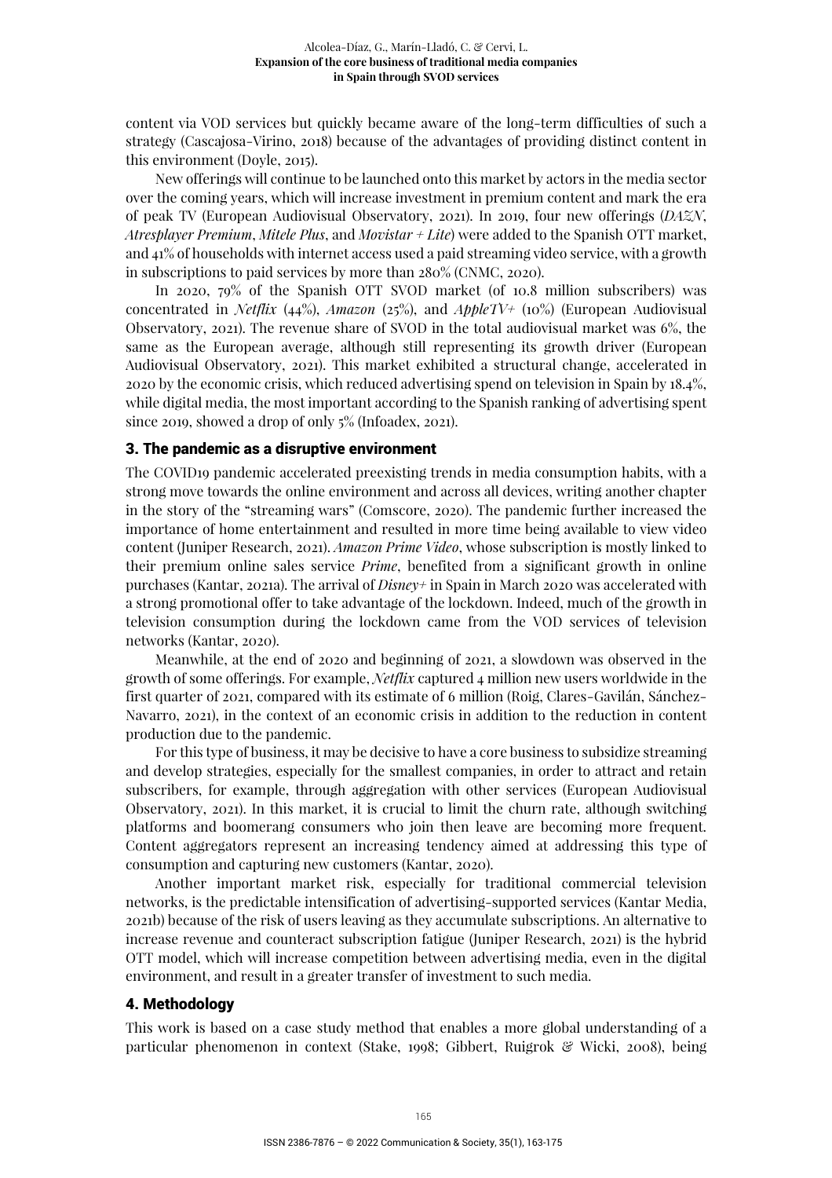content via VOD services but quickly became aware of the long-term difficulties of such a strategy (Cascajosa-Virino, 2018) because of the advantages of providing distinct content in this environment (Doyle, 2015).

New offerings will continue to be launched onto this market by actors in the media sector over the coming years, which will increase investment in premium content and mark the era of peak TV (European Audiovisual Observatory, 2021). In 2019, four new offerings (*DAZN*, *Atresplayer Premium*, *Mitele Plus*, and *Movistar + Lite*) were added to the Spanish OTT market, and 41% of households with internet access used a paid streaming video service, with a growth in subscriptions to paid services by more than 280% (CNMC, 2020).

In 2020, 79% of the Spanish OTT SVOD market (of 10.8 million subscribers) was concentrated in *Netflix* (44%), *Amazon* (25%), and *AppleTV+* (10%) (European Audiovisual Observatory, 2021). The revenue share of SVOD in the total audiovisual market was 6%, the same as the European average, although still representing its growth driver (European Audiovisual Observatory, 2021). This market exhibited a structural change, accelerated in 2020 by the economic crisis, which reduced advertising spend on television in Spain by 18.4%, while digital media, the most important according to the Spanish ranking of advertising spent since 2019, showed a drop of only 5% (Infoadex, 2021).

## 3. The pandemic as a disruptive environment

The COVID19 pandemic accelerated preexisting trends in media consumption habits, with a strong move towards the online environment and across all devices, writing another chapter in the story of the "streaming wars" (Comscore, 2020). The pandemic further increased the importance of home entertainment and resulted in more time being available to view video content (Juniper Research, 2021). *Amazon Prime Video*, whose subscription is mostly linked to their premium online sales service *Prime*, benefited from a significant growth in online purchases (Kantar, 2021a). The arrival of *Disney+* in Spain in March 2020 was accelerated with a strong promotional offer to take advantage of the lockdown. Indeed, much of the growth in television consumption during the lockdown came from the VOD services of television networks (Kantar, 2020).

Meanwhile, at the end of 2020 and beginning of 2021, a slowdown was observed in the growth of some offerings. For example, *Netflix* captured 4 million new users worldwide in the first quarter of 2021, compared with its estimate of 6 million (Roig, Clares-Gavilán, Sánchez-Navarro, 2021), in the context of an economic crisis in addition to the reduction in content production due to the pandemic.

For this type of business, it may be decisive to have a core business to subsidize streaming and develop strategies, especially for the smallest companies, in order to attract and retain subscribers, for example, through aggregation with other services (European Audiovisual Observatory, 2021). In this market, it is crucial to limit the churn rate, although switching platforms and boomerang consumers who join then leave are becoming more frequent. Content aggregators represent an increasing tendency aimed at addressing this type of consumption and capturing new customers (Kantar, 2020).

Another important market risk, especially for traditional commercial television networks, is the predictable intensification of advertising-supported services (Kantar Media, 2021b) because of the risk of users leaving as they accumulate subscriptions. An alternative to increase revenue and counteract subscription fatigue (Juniper Research, 2021) is the hybrid OTT model, which will increase competition between advertising media, even in the digital environment, and result in a greater transfer of investment to such media.

## 4. Methodology

This work is based on a case study method that enables a more global understanding of a particular phenomenon in context (Stake, 1998; Gibbert, Ruigrok & Wicki, 2008), being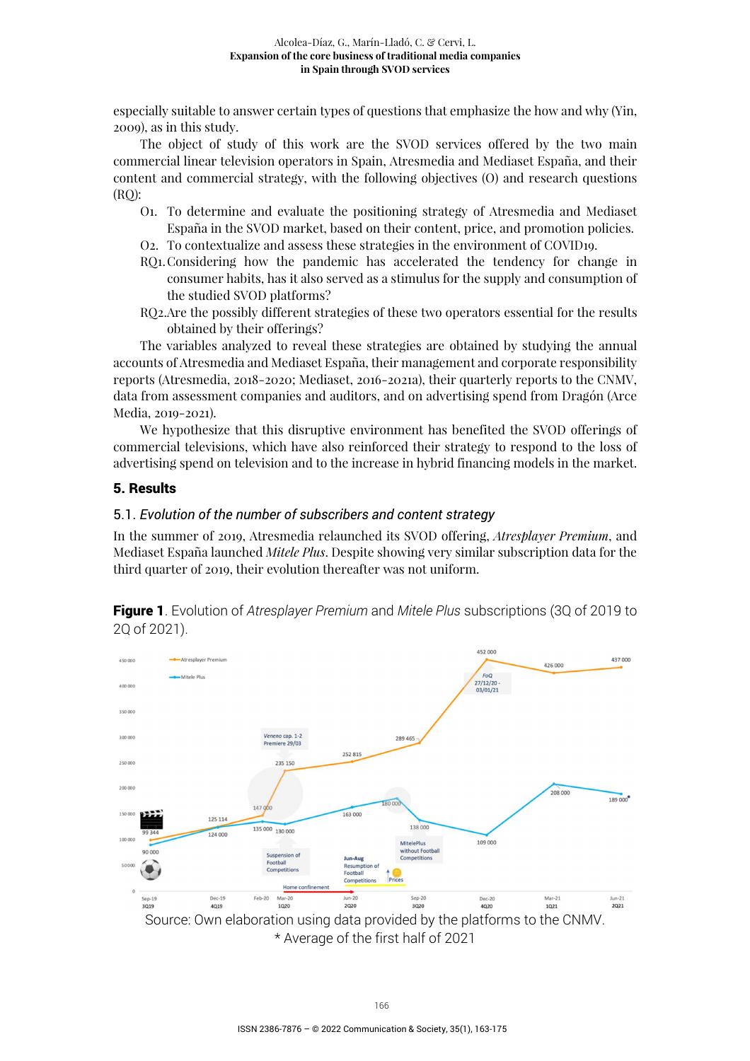especially suitable to answer certain types of questions that emphasize the how and why (Yin, 2009), as in this study.

The object of study of this work are the SVOD services offered by the two main commercial linear television operators in Spain, Atresmedia and Mediaset España, and their content and commercial strategy, with the following objectives (O) and research questions (RQ):

- O1. To determine and evaluate the positioning strategy of Atresmedia and Mediaset España in the SVOD market, based on their content, price, and promotion policies.
- O2. To contextualize and assess these strategies in the environment of COVID19.
- RQ1. Considering how the pandemic has accelerated the tendency for change in consumer habits, has it also served as a stimulus for the supply and consumption of the studied SVOD platforms?
- RQ2. Are the possibly different strategies of these two operators essential for the results obtained by their offerings?

The variables analyzed to reveal these strategies are obtained by studying the annual accounts of Atresmedia and Mediaset España, their management and corporate responsibility reports (Atresmedia, 2018-2020; Mediaset, 2016-2021a), their quarterly reports to the CNMV, data from assessment companies and auditors, and on advertising spend from Dragón (Arce Media, 2019-2021).

We hypothesize that this disruptive environment has benefited the SVOD offerings of commercial televisions, which have also reinforced their strategy to respond to the loss of advertising spend on television and to the increase in hybrid financing models in the market.

## 5. Results

### 5.1. *Evolution of the number of subscribers and content strategy*

In the summer of 2019, Atresmedia relaunched its SVOD offering, *Atresplayer Premium*, and Mediaset España launched *Mitele Plus*. Despite showing very similar subscription data for the third quarter of 2019, their evolution thereafter was not uniform.

**Figure 1**. Evolution of *Atresplayer Premium* and *Mitele Plus* subscriptions (3Q of 2019 to 2Q of 2021).

Source: Own elaboration using data provided by the platforms to the CNMV.
\* Average of the first half of 2021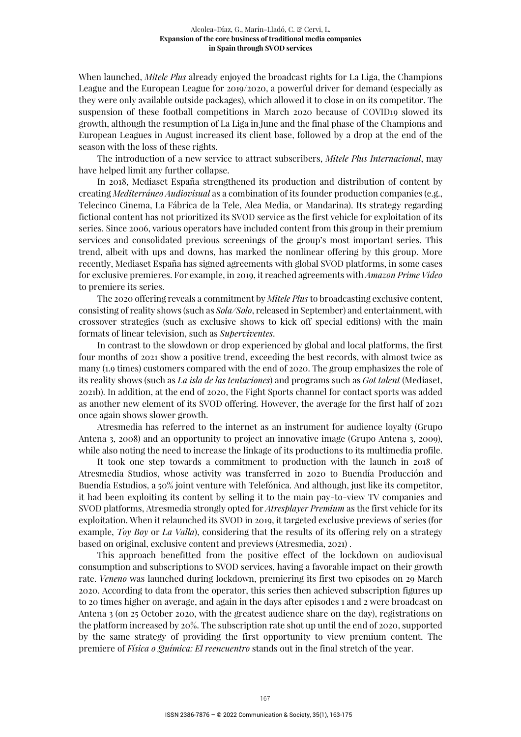When launched, *Mitele Plus* already enjoyed the broadcast rights for La Liga, the Champions League and the European League for 2019/2020, a powerful driver for demand (especially as they were only available outside packages), which allowed it to close in on its competitor. The suspension of these football competitions in March 2020 because of COVID19 slowed its growth, although the resumption of La Liga in June and the final phase of the Champions and European Leagues in August increased its client base, followed by a drop at the end of the season with the loss of these rights.

The introduction of a new service to attract subscribers, *Mitele Plus Internacional*, may have helped limit any further collapse.

In 2018, Mediaset España strengthened its production and distribution of content by creating *Mediterráneo Audiovisual* as a combination of its founder production companies (e.g., Telecinco Cinema, La Fábrica de la Tele, Alea Media, or Mandarina). Its strategy regarding fictional content has not prioritized its SVOD service as the first vehicle for exploitation of its series. Since 2006, various operators have included content from this group in their premium services and consolidated previous screenings of the group's most important series. This trend, albeit with ups and downs, has marked the nonlinear offering by this group. More recently, Mediaset España has signed agreements with global SVOD platforms, in some cases for exclusive premieres. For example, in 2019, it reached agreements with *Amazon Prime Video* to premiere its series.

The 2020 offering reveals a commitment by *Mitele Plus* to broadcasting exclusive content, consisting of reality shows (such as *Sola/Solo*, released in September) and entertainment, with crossover strategies (such as exclusive shows to kick off special editions) with the main formats of linear television, such as *Supervivientes*.

In contrast to the slowdown or drop experienced by global and local platforms, the first four months of 2021 show a positive trend, exceeding the best records, with almost twice as many (1.9 times) customers compared with the end of 2020. The group emphasizes the role of its reality shows (such as *La isla de las tentaciones*) and programs such as *Got talent* (Mediaset, 2021b). In addition, at the end of 2020, the Fight Sports channel for contact sports was added as another new element of its SVOD offering. However, the average for the first half of 2021 once again shows slower growth.

Atresmedia has referred to the internet as an instrument for audience loyalty (Grupo Antena 3, 2008) and an opportunity to project an innovative image (Grupo Antena 3, 2009), while also noting the need to increase the linkage of its productions to its multimedia profile.

It took one step towards a commitment to production with the launch in 2018 of Atresmedia Studios, whose activity was transferred in 2020 to Buendía Producción and Buendía Estudios, a 50% joint venture with Telefónica. And although, just like its competitor, it had been exploiting its content by selling it to the main pay-to-view TV companies and SVOD platforms, Atresmedia strongly opted for *Atresplayer Premium* as the first vehicle for its exploitation. When it relaunched its SVOD in 2019, it targeted exclusive previews of series (for example, *Toy Boy* or *La Valla*), considering that the results of its offering rely on a strategy based on original, exclusive content and previews (Atresmedia, 2021) .

This approach benefitted from the positive effect of the lockdown on audiovisual consumption and subscriptions to SVOD services, having a favorable impact on their growth rate. *Veneno* was launched during lockdown, premiering its first two episodes on 29 March 2020. According to data from the operator, this series then achieved subscription figures up to 20 times higher on average, and again in the days after episodes 1 and 2 were broadcast on Antena 3 (on 25 October 2020, with the greatest audience share on the day), registrations on the platform increased by 20%. The subscription rate shot up until the end of 2020, supported by the same strategy of providing the first opportunity to view premium content. The premiere of *Física o Química: El reencuentro* stands out in the final stretch of the year.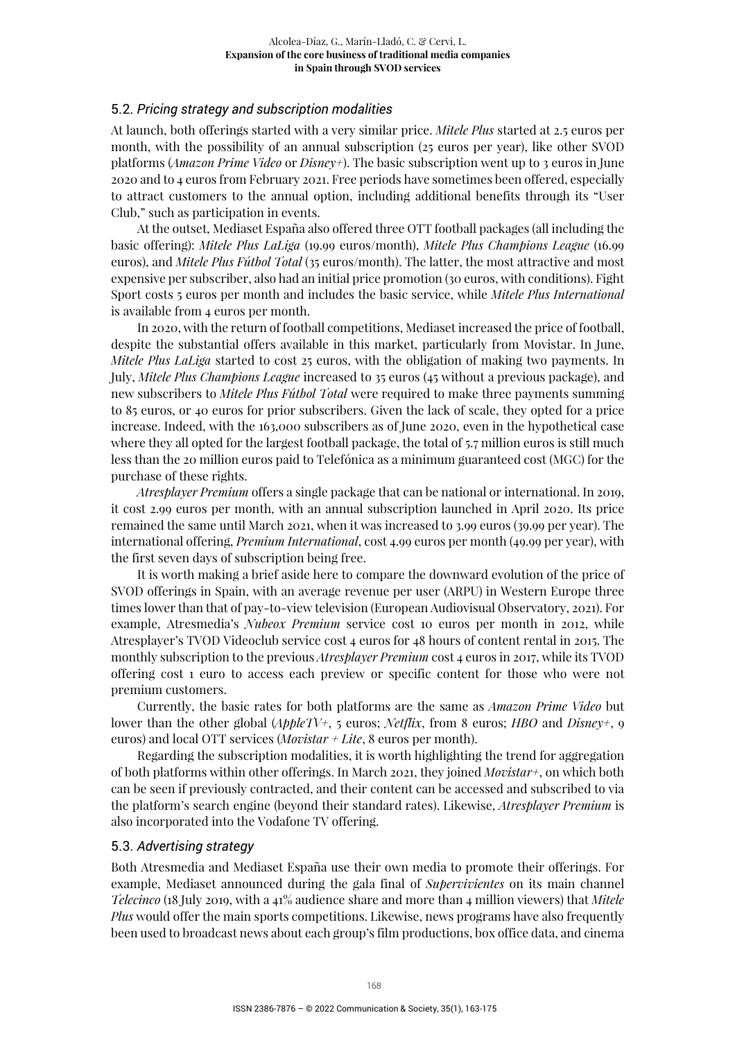## 5.2. *Pricing strategy and subscription modalities*

At launch, both offerings started with a very similar price. *Mitele Plus* started at 2.5 euros per month, with the possibility of an annual subscription (25 euros per year), like other SVOD platforms (*Amazon Prime Video* or *Disney+*). The basic subscription went up to 3 euros in June 2020 and to 4 euros from February 2021. Free periods have sometimes been offered, especially to attract customers to the annual option, including additional benefits through its "User Club," such as participation in events.

At the outset, Mediaset España also offered three OTT football packages (all including the basic offering): *Mitele Plus LaLiga* (19.99 euros/month), *Mitele Plus Champions League* (16.99 euros), and *Mitele Plus Fútbol Total* (35 euros/month). The latter, the most attractive and most expensive per subscriber, also had an initial price promotion (30 euros, with conditions). Fight Sport costs 5 euros per month and includes the basic service, while *Mitele Plus International* is available from 4 euros per month.

In 2020, with the return of football competitions, Mediaset increased the price of football, despite the substantial offers available in this market, particularly from Movistar. In June, *Mitele Plus LaLiga* started to cost 25 euros, with the obligation of making two payments. In July, *Mitele Plus Champions League* increased to 35 euros (45 without a previous package), and new subscribers to *Mitele Plus Fútbol Total* were required to make three payments summing to 85 euros, or 40 euros for prior subscribers. Given the lack of scale, they opted for a price increase. Indeed, with the 163,000 subscribers as of June 2020, even in the hypothetical case where they all opted for the largest football package, the total of 5.7 million euros is still much less than the 20 million euros paid to Telefónica as a minimum guaranteed cost (MGC) for the purchase of these rights.

*Atresplayer Premium* offers a single package that can be national or international. In 2019, it cost 2.99 euros per month, with an annual subscription launched in April 2020. Its price remained the same until March 2021, when it was increased to 3.99 euros (39.99 per year). The international offering, *Premium International*, cost 4.99 euros per month (49.99 per year), with the first seven days of subscription being free.

It is worth making a brief aside here to compare the downward evolution of the price of SVOD offerings in Spain, with an average revenue per user (ARPU) in Western Europe three times lower than that of pay-to-view television (European Audiovisual Observatory, 2021). For example, Atresmedia's *Nubeox Premium* service cost 10 euros per month in 2012, while Atresplayer's TVOD Videoclub service cost 4 euros for 48 hours of content rental in 2015. The monthly subscription to the previous *Atresplayer Premium* cost 4 euros in 2017, while its TVOD offering cost 1 euro to access each preview or specific content for those who were not premium customers.

Currently, the basic rates for both platforms are the same as *Amazon Prime Video* but lower than the other global (*AppleTV+*, 5 euros; *Netflix*, from 8 euros; *HBO* and *Disney+*, 9 euros) and local OTT services (*Movistar + Lite*, 8 euros per month).

Regarding the subscription modalities, it is worth highlighting the trend for aggregation of both platforms within other offerings. In March 2021, they joined *Movistar+*, on which both can be seen if previously contracted, and their content can be accessed and subscribed to via the platform's search engine (beyond their standard rates). Likewise, *Atresplayer Premium* is also incorporated into the Vodafone TV offering.

## 5.3. *Advertising strategy*

Both Atresmedia and Mediaset España use their own media to promote their offerings. For example, Mediaset announced during the gala final of *Supervivientes* on its main channel *Telecinco* (18 July 2019, with a 41% audience share and more than 4 million viewers) that *Mitele Plus* would offer the main sports competitions. Likewise, news programs have also frequently been used to broadcast news about each group's film productions, box office data, and cinema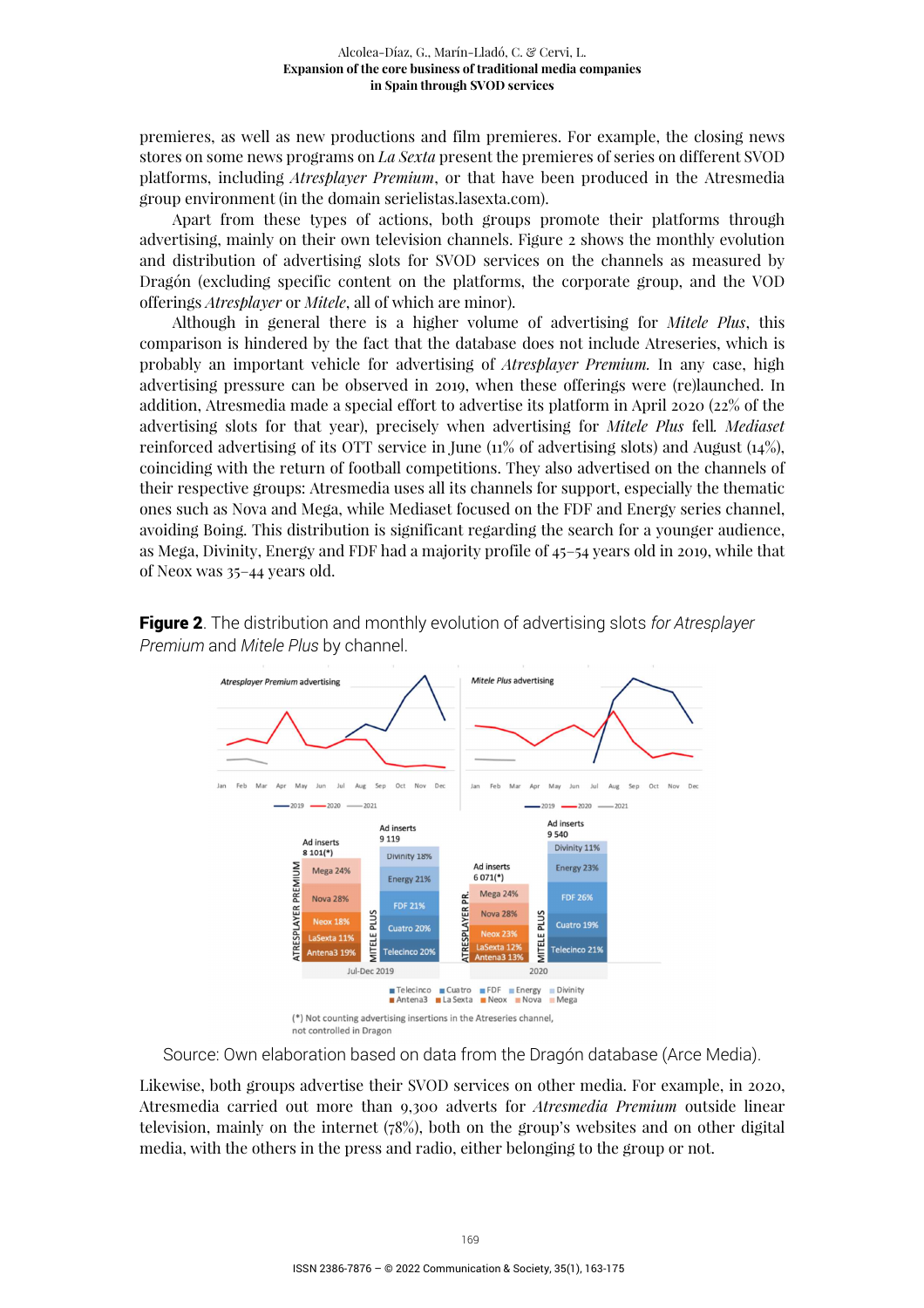premieres, as well as new productions and film premieres. For example, the closing news stores on some news programs on *La Sexta* present the premieres of series on different SVOD platforms, including *Atresplayer Premium*, or that have been produced in the Atresmedia group environment (in the domain serielistas.lasexta.com).

Apart from these types of actions, both groups promote their platforms through advertising, mainly on their own television channels. Figure 2 shows the monthly evolution and distribution of advertising slots for SVOD services on the channels as measured by Dragón (excluding specific content on the platforms, the corporate group, and the VOD offerings *Atresplayer* or *Mitele*, all of which are minor).

Although in general there is a higher volume of advertising for *Mitele Plus*, this comparison is hindered by the fact that the database does not include Atreseries, which is probably an important vehicle for advertising of *Atresplayer Premium.* In any case, high advertising pressure can be observed in 2019, when these offerings were (re)launched. In addition, Atresmedia made a special effort to advertise its platform in April 2020 (22% of the advertising slots for that year), precisely when advertising for *Mitele Plus* fell*. Mediaset* reinforced advertising of its OTT service in June (11% of advertising slots) and August (14%), coinciding with the return of football competitions. They also advertised on the channels of their respective groups: Atresmedia uses all its channels for support, especially the thematic ones such as Nova and Mega, while Mediaset focused on the FDF and Energy series channel, avoiding Boing. This distribution is significant regarding the search for a younger audience, as Mega, Divinity, Energy and FDF had a majority profile of 45–54 years old in 2019, while that of Neox was 35–44 years old.

**Figure 2**. The distribution and monthly evolution of advertising slots *for Atresplayer Premium* and *Mitele Plus* by channel.

Source: Own elaboration based on data from the Dragón database (Arce Media).

Likewise, both groups advertise their SVOD services on other media. For example, in 2020, Atresmedia carried out more than 9,300 adverts for *Atresmedia Premium* outside linear television, mainly on the internet (78%), both on the group's websites and on other digital media, with the others in the press and radio, either belonging to the group or not.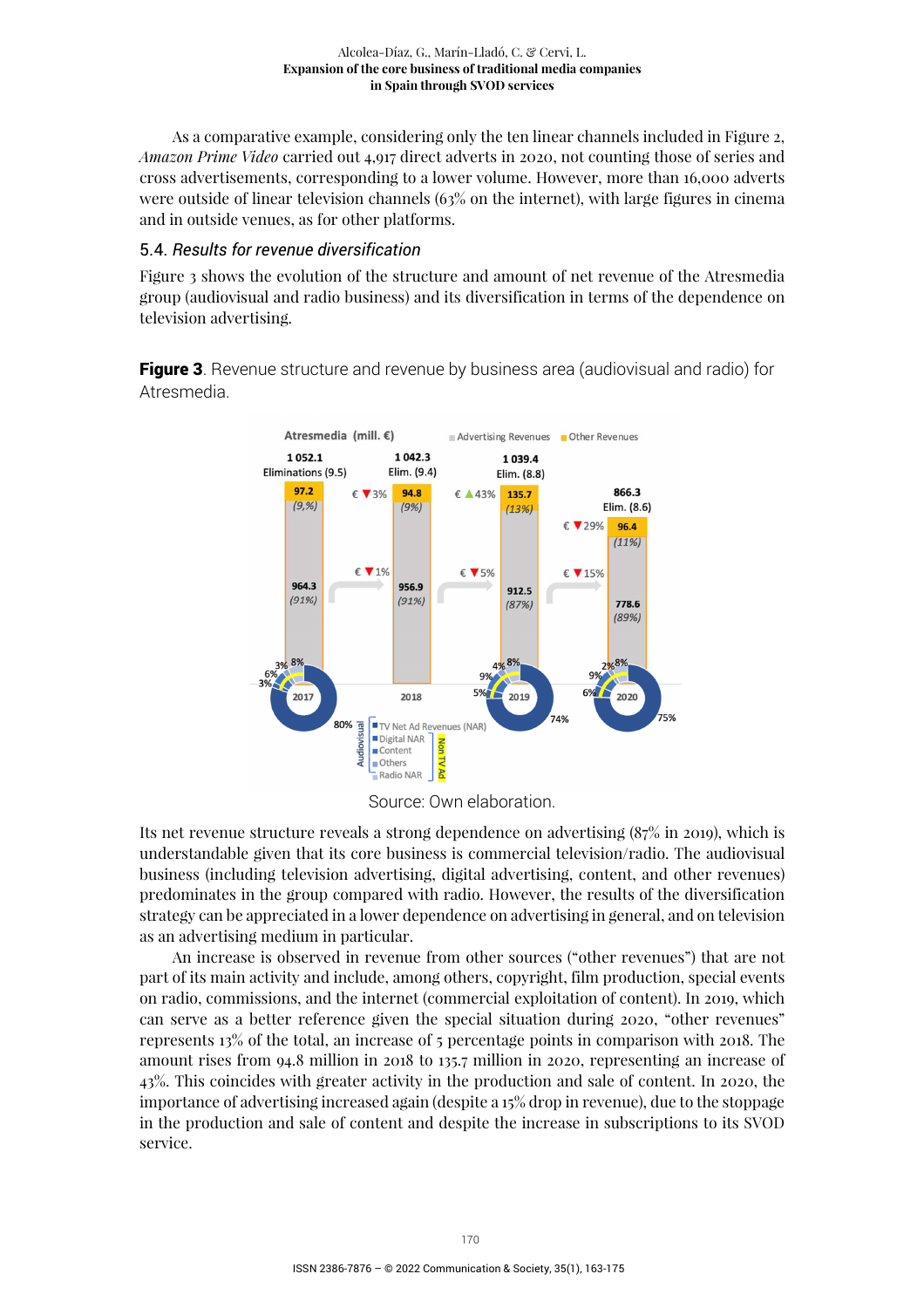As a comparative example, considering only the ten linear channels included in Figure 2, *Amazon Prime Video* carried out 4,917 direct adverts in 2020, not counting those of series and cross advertisements, corresponding to a lower volume. However, more than 16,000 adverts were outside of linear television channels (63% on the internet), with large figures in cinema and in outside venues, as for other platforms.

### 5.4. *Results for revenue diversification*

Figure 3 shows the evolution of the structure and amount of net revenue of the Atresmedia group (audiovisual and radio business) and its diversification in terms of the dependence on television advertising.

**Figure 3**. Revenue structure and revenue by business area (audiovisual and radio) for Atresmedia.

Source: Own elaboration.

Its net revenue structure reveals a strong dependence on advertising (87% in 2019), which is understandable given that its core business is commercial television/radio. The audiovisual business (including television advertising, digital advertising, content, and other revenues) predominates in the group compared with radio. However, the results of the diversification strategy can be appreciated in a lower dependence on advertising in general, and on television as an advertising medium in particular.

An increase is observed in revenue from other sources ("other revenues") that are not part of its main activity and include, among others, copyright, film production, special events on radio, commissions, and the internet (commercial exploitation of content). In 2019, which can serve as a better reference given the special situation during 2020, "other revenues" represents 13% of the total, an increase of 5 percentage points in comparison with 2018. The amount rises from 94.8 million in 2018 to 135.7 million in 2020, representing an increase of 43%. This coincides with greater activity in the production and sale of content. In 2020, the importance of advertising increased again (despite a 15% drop in revenue), due to the stoppage in the production and sale of content and despite the increase in subscriptions to its SVOD service.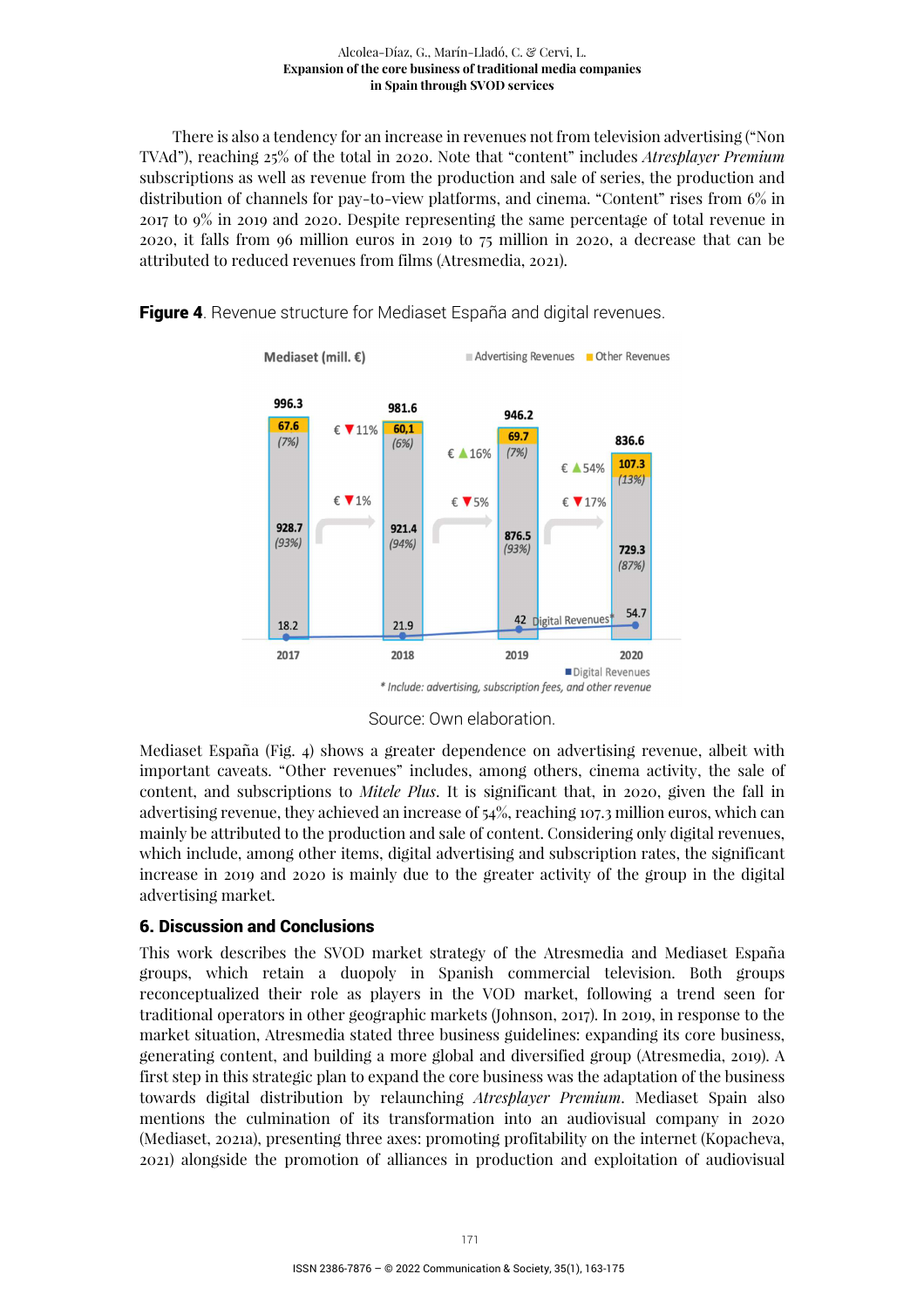There is also a tendency for an increase in revenues not from television advertising ("Non TVAd"), reaching 25% of the total in 2020. Note that "content" includes *Atresplayer Premium* subscriptions as well as revenue from the production and sale of series, the production and distribution of channels for pay-to-view platforms, and cinema. "Content" rises from 6% in 2017 to 9% in 2019 and 2020. Despite representing the same percentage of total revenue in 2020, it falls from 96 million euros in 2019 to 75 million in 2020, a decrease that can be attributed to reduced revenues from films (Atresmedia, 2021).

**Figure 4**. Revenue structure for Mediaset España and digital revenues.

Mediaset (mill. €)

| | 2017 | 2018 | 2019 | 2020 |
|---|---|---|---|---|
| Total | 996.3 | 981.6 | 946.2 | 836.6 |
| Other Revenues | 67.6 (7%) | 60,1 (6%) | 69.7 (7%) | 107.3 (13%) |
| Advertising Revenues | 928.7 (93%) | 921.4 (94%) | 876.5 (93%) | 729.3 (87%) |
| Digital Revenues* | 18.2 | 21.9 | 42 | 54.7 |

Changes in Other Revenues: € ▼11% (2017–2018), € ▲16% (2018–2019), € ▲54% (2019–2020).
Changes in Advertising Revenues: € ▼1% (2017–2018), € ▼5% (2018–2019), € ▼17% (2019–2020).

\* Include: advertising, subscription fees, and other revenue

Source: Own elaboration.

Mediaset España (Fig. 4) shows a greater dependence on advertising revenue, albeit with important caveats. "Other revenues" includes, among others, cinema activity, the sale of content, and subscriptions to *Mitele Plus*. It is significant that, in 2020, given the fall in advertising revenue, they achieved an increase of 54%, reaching 107.3 million euros, which can mainly be attributed to the production and sale of content. Considering only digital revenues, which include, among other items, digital advertising and subscription rates, the significant increase in 2019 and 2020 is mainly due to the greater activity of the group in the digital advertising market.

## 6. Discussion and Conclusions

This work describes the SVOD market strategy of the Atresmedia and Mediaset España groups, which retain a duopoly in Spanish commercial television. Both groups reconceptualized their role as players in the VOD market, following a trend seen for traditional operators in other geographic markets (Johnson, 2017). In 2019, in response to the market situation, Atresmedia stated three business guidelines: expanding its core business, generating content, and building a more global and diversified group (Atresmedia, 2019). A first step in this strategic plan to expand the core business was the adaptation of the business towards digital distribution by relaunching *Atresplayer Premium*. Mediaset Spain also mentions the culmination of its transformation into an audiovisual company in 2020 (Mediaset, 2021a), presenting three axes: promoting profitability on the internet (Kopacheva, 2021) alongside the promotion of alliances in production and exploitation of audiovisual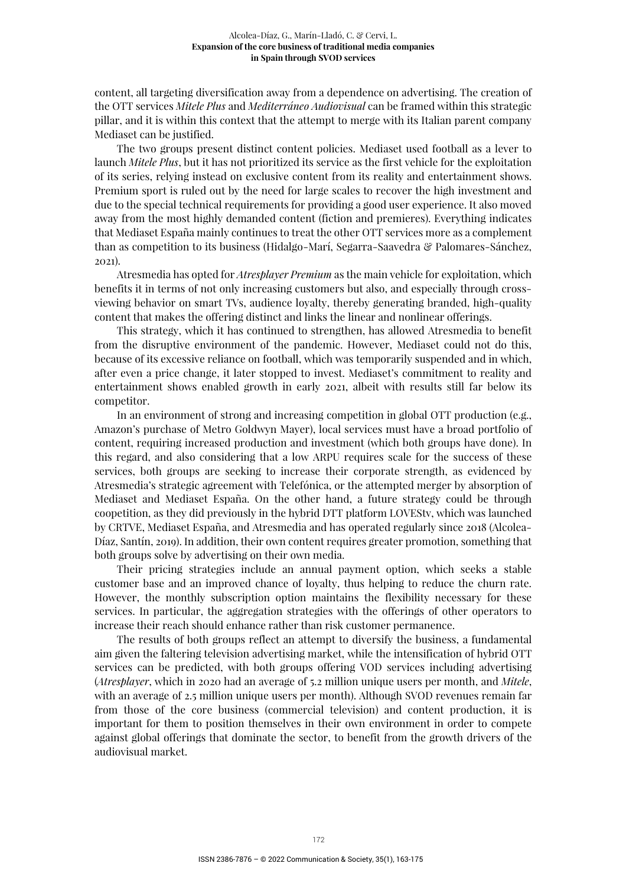content, all targeting diversification away from a dependence on advertising. The creation of the OTT services *Mitele Plus* and *Mediterráneo Audiovisual* can be framed within this strategic pillar, and it is within this context that the attempt to merge with its Italian parent company Mediaset can be justified.

The two groups present distinct content policies. Mediaset used football as a lever to launch *Mitele Plus*, but it has not prioritized its service as the first vehicle for the exploitation of its series, relying instead on exclusive content from its reality and entertainment shows. Premium sport is ruled out by the need for large scales to recover the high investment and due to the special technical requirements for providing a good user experience. It also moved away from the most highly demanded content (fiction and premieres). Everything indicates that Mediaset España mainly continues to treat the other OTT services more as a complement than as competition to its business (Hidalgo-Marí, Segarra-Saavedra & Palomares-Sánchez, 2021).

Atresmedia has opted for *Atresplayer Premium* as the main vehicle for exploitation, which benefits it in terms of not only increasing customers but also, and especially through cross-viewing behavior on smart TVs, audience loyalty, thereby generating branded, high-quality content that makes the offering distinct and links the linear and nonlinear offerings.

This strategy, which it has continued to strengthen, has allowed Atresmedia to benefit from the disruptive environment of the pandemic. However, Mediaset could not do this, because of its excessive reliance on football, which was temporarily suspended and in which, after even a price change, it later stopped to invest. Mediaset's commitment to reality and entertainment shows enabled growth in early 2021, albeit with results still far below its competitor.

In an environment of strong and increasing competition in global OTT production (e.g., Amazon's purchase of Metro Goldwyn Mayer), local services must have a broad portfolio of content, requiring increased production and investment (which both groups have done). In this regard, and also considering that a low ARPU requires scale for the success of these services, both groups are seeking to increase their corporate strength, as evidenced by Atresmedia's strategic agreement with Telefónica, or the attempted merger by absorption of Mediaset and Mediaset España. On the other hand, a future strategy could be through coopetition, as they did previously in the hybrid DTT platform LOVEStv, which was launched by CRTVE, Mediaset España, and Atresmedia and has operated regularly since 2018 (Alcolea-Díaz, Santín, 2019). In addition, their own content requires greater promotion, something that both groups solve by advertising on their own media.

Their pricing strategies include an annual payment option, which seeks a stable customer base and an improved chance of loyalty, thus helping to reduce the churn rate. However, the monthly subscription option maintains the flexibility necessary for these services. In particular, the aggregation strategies with the offerings of other operators to increase their reach should enhance rather than risk customer permanence.

The results of both groups reflect an attempt to diversify the business, a fundamental aim given the faltering television advertising market, while the intensification of hybrid OTT services can be predicted, with both groups offering VOD services including advertising (*Atresplayer*, which in 2020 had an average of 5.2 million unique users per month, and *Mitele*, with an average of 2.5 million unique users per month). Although SVOD revenues remain far from those of the core business (commercial television) and content production, it is important for them to position themselves in their own environment in order to compete against global offerings that dominate the sector, to benefit from the growth drivers of the audiovisual market.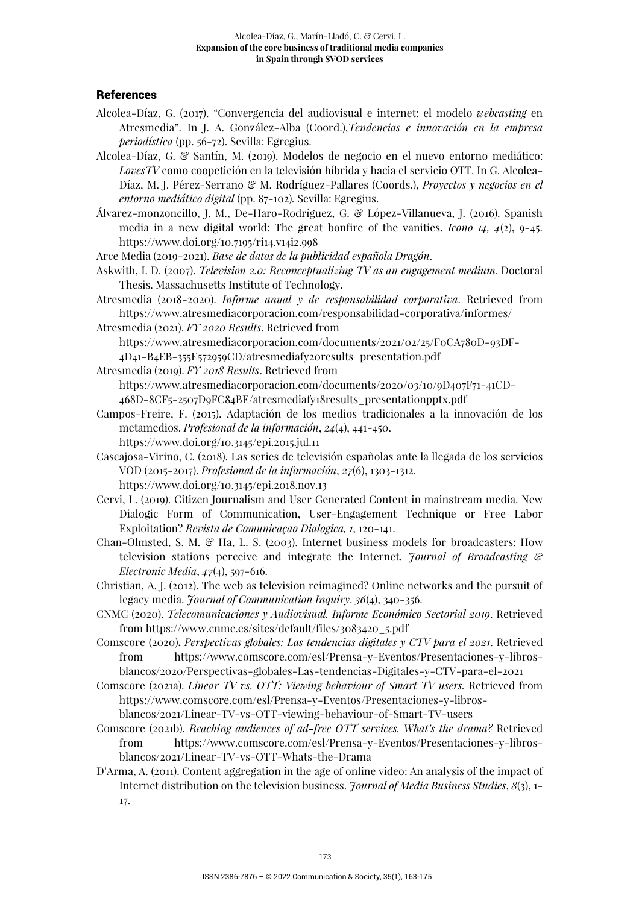## References

Alcolea-Díaz, G. (2017). "Convergencia del audiovisual e internet: el modelo *webcasting* en Atresmedia". In J. A. González-Alba (Coord.),*Tendencias e innovación en la empresa periodística* (pp. 56-72). Sevilla: Egregius.

Alcolea-Díaz, G. & Santín, M. (2019). Modelos de negocio en el nuevo entorno mediático: *LovesTV* como coopetición en la televisión híbrida y hacia el servicio OTT. In G. Alcolea-Díaz, M. J. Pérez-Serrano & M. Rodríguez-Pallares (Coords.), *Proyectos y negocios en el entorno mediático digital* (pp. 87-102). Sevilla: Egregius.

Álvarez-monzoncillo, J. M., De-Haro-Rodríguez, G. & López-Villanueva, J. (2016). Spanish media in a new digital world: The great bonfire of the vanities. *Icono 14, 4*(2), 9-45. https://www.doi.org/10.7195/ri14.v14i2.998

Arce Media (2019-2021). *Base de datos de la publicidad española Dragón*.

Askwith, I. D. (2007). *Television 2.0: Reconceptualizing TV as an engagement medium.* Doctoral Thesis. Massachusetts Institute of Technology.

Atresmedia (2018-2020). *Informe anual y de responsabilidad corporativa*. Retrieved from https://www.atresmediacorporacion.com/responsabilidad-corporativa/informes/

Atresmedia (2021). *FY 2020 Results*. Retrieved from https://www.atresmediacorporacion.com/documents/2021/02/25/F0CA780D-93DF-4D41-B4EB-355E572959CD/atresmediafy20results_presentation.pdf

Atresmedia (2019). *FY 2018 Results*. Retrieved from https://www.atresmediacorporacion.com/documents/2020/03/10/9D407F71-41CD-468D-8CF5-2507D9FC84BE/atresmediafy18results_presentationpptx.pdf

Campos-Freire, F. (2015). Adaptación de los medios tradicionales a la innovación de los metamedios. *Profesional de la información*, *24*(4), 441-450. https://www.doi.org/10.3145/epi.2015.jul.11

Cascajosa-Virino, C. (2018). Las series de televisión españolas ante la llegada de los servicios VOD (2015-2017). *Profesional de la información*, *27*(6), 1303-1312. https://www.doi.org/10.3145/epi.2018.nov.13

Cervi, L. (2019). Citizen Journalism and User Generated Content in mainstream media. New Dialogic Form of Communication, User-Engagement Technique or Free Labor Exploitation? *Revista de Comunicaçao Dialogica, 1*, 120-141.

Chan-Olmsted, S. M. & Ha, L. S. (2003). Internet business models for broadcasters: How television stations perceive and integrate the Internet. *Journal of Broadcasting & Electronic Media*, *47*(4), 597-616.

Christian, A. J. (2012). The web as television reimagined? Online networks and the pursuit of legacy media. *Journal of Communication Inquiry*. *36*(4), 340-356.

CNMC (2020). *Telecomunicaciones y Audiovisual. Informe Económico Sectorial 2019*. Retrieved from https://www.cnmc.es/sites/default/files/3083420_5.pdf

Comscore (2020). *Perspectivas globales: Las tendencias digitales y CTV para el 2021*. Retrieved from https://www.comscore.com/esl/Prensa-y-Eventos/Presentaciones-y-libros-blancos/2020/Perspectivas-globales-Las-tendencias-Digitales-y-CTV-para-el-2021

Comscore (2021a). *Linear TV vs. OTT: Viewing behaviour of Smart TV users.* Retrieved from https://www.comscore.com/esl/Prensa-y-Eventos/Presentaciones-y-libros-blancos/2021/Linear-TV-vs-OTT-viewing-behaviour-of-Smart-TV-users

Comscore (2021b). *Reaching audiences of ad-free OTT services. What's the drama?* Retrieved from https://www.comscore.com/esl/Prensa-y-Eventos/Presentaciones-y-libros-blancos/2021/Linear-TV-vs-OTT-Whats-the-Drama

D'Arma, A. (2011). Content aggregation in the age of online video: An analysis of the impact of Internet distribution on the television business. *Journal of Media Business Studies*, *8*(3), 1-17.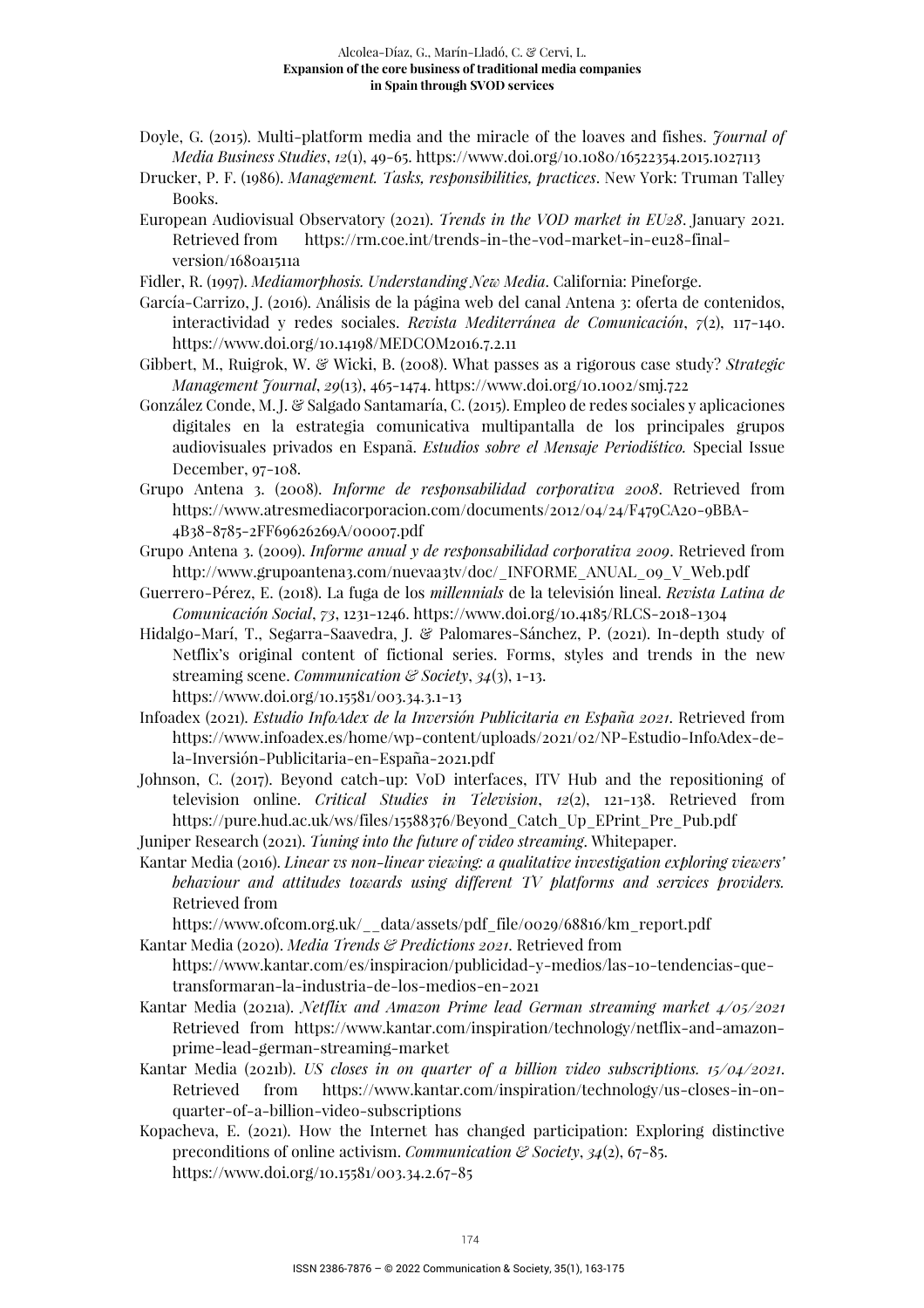Doyle, G. (2015). Multi-platform media and the miracle of the loaves and fishes. *Journal of Media Business Studies*, *12*(1), 49-65. https://www.doi.org/10.1080/16522354.2015.1027113

Drucker, P. F. (1986). *Management. Tasks, responsibilities, practices*. New York: Truman Talley Books.

European Audiovisual Observatory (2021). *Trends in the VOD market in EU28*. January 2021. Retrieved from https://rm.coe.int/trends-in-the-vod-market-in-eu28-final-version/1680a1511a

Fidler, R. (1997). *Mediamorphosis. Understanding New Media*. California: Pineforge.

García-Carrizo, J. (2016). Análisis de la página web del canal Antena 3: oferta de contenidos, interactividad y redes sociales. *Revista Mediterránea de Comunicación*, *7*(2), 117-140. https://www.doi.org/10.14198/MEDCOM2016.7.2.11

Gibbert, M., Ruigrok, W. & Wicki, B. (2008). What passes as a rigorous case study? *Strategic Management Journal*, *29*(13), 465-1474. https://www.doi.org/10.1002/smj.722

González Conde, M. J. & Salgado Santamaría, C. (2015). Empleo de redes sociales y aplicaciones digitales en la estrategia comunicativa multipantalla de los principales grupos audiovisuales privados en Espanã. *Estudios sobre el Mensaje Periodístico.* Special Issue December, 97-108.

Grupo Antena 3. (2008). *Informe de responsabilidad corporativa 2008*. Retrieved from https://www.atresmediacorporacion.com/documents/2012/04/24/F479CA20-9BBA-4B38-8785-2FF69626269A/00007.pdf

Grupo Antena 3. (2009). *Informe anual y de responsabilidad corporativa 2009*. Retrieved from http://www.grupoantena3.com/nuevaa3tv/doc/_INFORME_ANUAL_09_V_Web.pdf

Guerrero-Pérez, E. (2018). La fuga de los *millennials* de la televisión lineal. *Revista Latina de Comunicación Social*, *73*, 1231-1246. https://www.doi.org/10.4185/RLCS-2018-1304

Hidalgo-Marí, T., Segarra-Saavedra, J. & Palomares-Sánchez, P. (2021). In-depth study of Netflix's original content of fictional series. Forms, styles and trends in the new streaming scene. *Communication & Society*, *34*(3), 1-13. https://www.doi.org/10.15581/003.34.3.1-13

Infoadex (2021). *Estudio InfoAdex de la Inversión Publicitaria en España 2021*. Retrieved from https://www.infoadex.es/home/wp-content/uploads/2021/02/NP-Estudio-InfoAdex-de-la-Inversión-Publicitaria-en-España-2021.pdf

Johnson, C. (2017). Beyond catch-up: VoD interfaces, ITV Hub and the repositioning of television online. *Critical Studies in Television*, *12*(2), 121-138. Retrieved from https://pure.hud.ac.uk/ws/files/15588376/Beyond_Catch_Up_EPrint_Pre_Pub.pdf

Juniper Research (2021). *Tuning into the future of video streaming*. Whitepaper.

Kantar Media (2016). *Linear vs non-linear viewing: a qualitative investigation exploring viewers' behaviour and attitudes towards using different TV platforms and services providers.* Retrieved from https://www.ofcom.org.uk/__data/assets/pdf_file/0029/68816/km_report.pdf

Kantar Media (2020). *Media Trends & Predictions 2021*. Retrieved from https://www.kantar.com/es/inspiracion/publicidad-y-medios/las-10-tendencias-que-transformaran-la-industria-de-los-medios-en-2021

Kantar Media (2021a). *Netflix and Amazon Prime lead German streaming market 4/05/2021* Retrieved from https://www.kantar.com/inspiration/technology/netflix-and-amazon-prime-lead-german-streaming-market

Kantar Media (2021b). *US closes in on quarter of a billion video subscriptions. 15/04/2021*. Retrieved from https://www.kantar.com/inspiration/technology/us-closes-in-on-quarter-of-a-billion-video-subscriptions

Kopacheva, E. (2021). How the Internet has changed participation: Exploring distinctive preconditions of online activism. *Communication & Society*, *34*(2), 67-85. https://www.doi.org/10.15581/003.34.2.67-85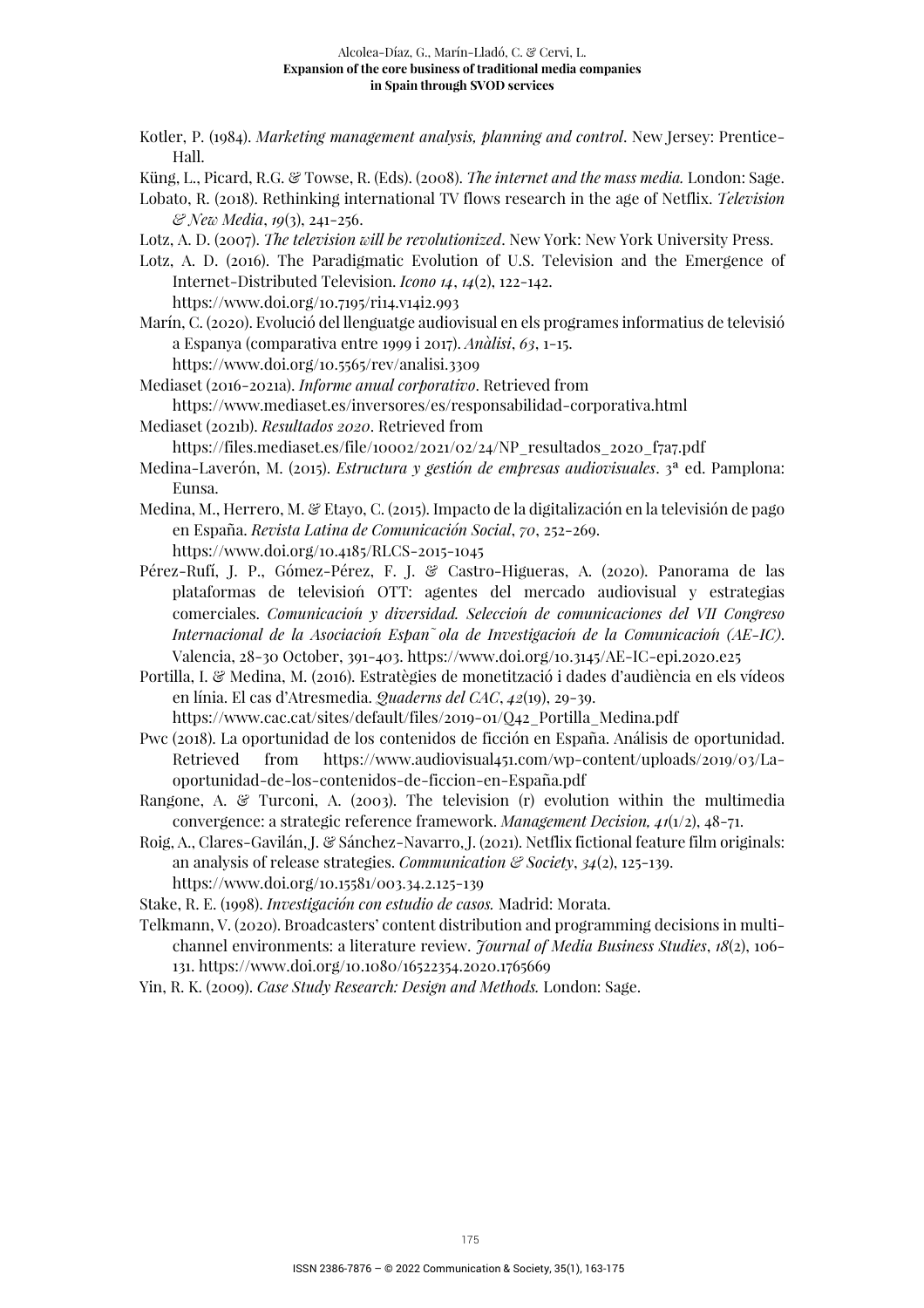Kotler, P. (1984). *Marketing management analysis, planning and control*. New Jersey: Prentice-Hall.

Küng, L., Picard, R.G. & Towse, R. (Eds). (2008). *The internet and the mass media.* London: Sage.

Lobato, R. (2018). Rethinking international TV flows research in the age of Netflix. *Television & New Media*, *19*(3), 241-256.

Lotz, A. D. (2007). *The television will be revolutionized*. New York: New York University Press.

Lotz, A. D. (2016). The Paradigmatic Evolution of U.S. Television and the Emergence of Internet-Distributed Television. *Icono 14*, *14*(2), 122-142. https://www.doi.org/10.7195/ri14.v14i2.993

Marín, C. (2020). Evolució del llenguatge audiovisual en els programes informatius de televisió a Espanya (comparativa entre 1999 i 2017). *Anàlisi*, *63*, 1-15. https://www.doi.org/10.5565/rev/analisi.3309

Mediaset (2016-2021a). *Informe anual corporativo*. Retrieved from https://www.mediaset.es/inversores/es/responsabilidad-corporativa.html

Mediaset (2021b). *Resultados 2020*. Retrieved from https://files.mediaset.es/file/10002/2021/02/24/NP_resultados_2020_f7a7.pdf

Medina-Laverón, M. (2015). *Estructura y gestión de empresas audiovisuales*. 3ª ed. Pamplona: Eunsa.

Medina, M., Herrero, M. & Etayo, C. (2015). Impacto de la digitalización en la televisión de pago en España. *Revista Latina de Comunicación Social*, *70*, 252-269. https://www.doi.org/10.4185/RLCS-2015-1045

Pérez-Rufí, J. P., Gómez-Pérez, F. J. & Castro-Higueras, A. (2020). Panorama de las plataformas de televisión OTT: agentes del mercado audiovisual y estrategias comerciales. *Comunicación y diversidad. Selección de comunicaciones del VII Congreso Internacional de la Asociación Española de Investigación de la Comunicación (AE-IC)*. Valencia, 28-30 October, 391-403. https://www.doi.org/10.3145/AE-IC-epi.2020.e25

Portilla, I. & Medina, M. (2016). Estratègies de monetització i dades d'audiència en els vídeos en línia. El cas d'Atresmedia. *Quaderns del CAC*, *42*(19), 29-39. https://www.cac.cat/sites/default/files/2019-01/Q42_Portilla_Medina.pdf

Pwc (2018). La oportunidad de los contenidos de ficción en España. Análisis de oportunidad. Retrieved from https://www.audiovisual451.com/wp-content/uploads/2019/03/La-oportunidad-de-los-contenidos-de-ficcion-en-España.pdf

Rangone, A. & Turconi, A. (2003). The television (r) evolution within the multimedia convergence: a strategic reference framework. *Management Decision, 41*(1/2), 48-71.

Roig, A., Clares-Gavilán, J. & Sánchez-Navarro, J. (2021). Netflix fictional feature film originals: an analysis of release strategies. *Communication & Society*, *34*(2), 125-139. https://www.doi.org/10.15581/003.34.2.125-139

Stake, R. E. (1998). *Investigación con estudio de casos.* Madrid: Morata.

Telkmann, V. (2020). Broadcasters' content distribution and programming decisions in multi-channel environments: a literature review. *Journal of Media Business Studies*, *18*(2), 106-131. https://www.doi.org/10.1080/16522354.2020.1765669

Yin, R. K. (2009). *Case Study Research: Design and Methods.* London: Sage.